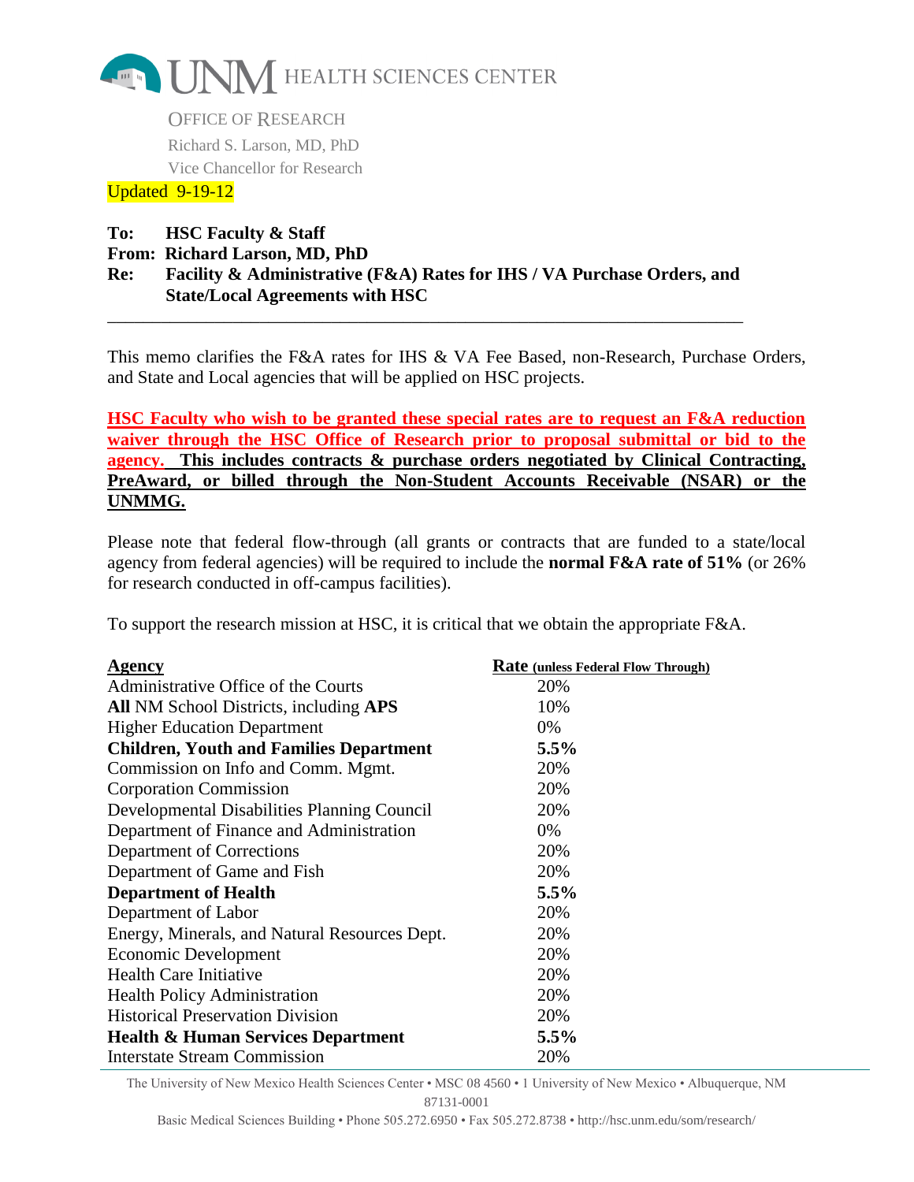UNM HEALTH SCIENCES CENTER

OFFICE OF RESEARCH
Richard S. Larson, MD, PhD
Vice Chancellor for Research

Updated 9-19-12

**To:** **HSC Faculty & Staff**
**From:** **Richard Larson, MD, PhD**
**Re:** **Facility & Administrative (F&A) Rates for IHS / VA Purchase Orders, and State/Local Agreements with HSC**

---

This memo clarifies the F&A rates for IHS & VA Fee Based, non-Research, Purchase Orders, and State and Local agencies that will be applied on HSC projects.

**HSC Faculty who wish to be granted these special rates are to request an F&A reduction waiver through the HSC Office of Research prior to proposal submittal or bid to the agency. This includes contracts & purchase orders negotiated by Clinical Contracting, PreAward, or billed through the Non-Student Accounts Receivable (NSAR) or the UNMMG.**

Please note that federal flow-through (all grants or contracts that are funded to a state/local agency from federal agencies) will be required to include the **normal F&A rate of 51%** (or 26% for research conducted in off-campus facilities).

To support the research mission at HSC, it is critical that we obtain the appropriate F&A.

| **Agency** | **Rate (unless Federal Flow Through)** |
|---|---|
| Administrative Office of the Courts | 20% |
| **All** NM School Districts, including **APS** | 10% |
| Higher Education Department | 0% |
| **Children, Youth and Families Department** | **5.5%** |
| Commission on Info and Comm. Mgmt. | 20% |
| Corporation Commission | 20% |
| Developmental Disabilities Planning Council | 20% |
| Department of Finance and Administration | 0% |
| Department of Corrections | 20% |
| Department of Game and Fish | 20% |
| **Department of Health** | **5.5%** |
| Department of Labor | 20% |
| Energy, Minerals, and Natural Resources Dept. | 20% |
| Economic Development | 20% |
| Health Care Initiative | 20% |
| Health Policy Administration | 20% |
| Historical Preservation Division | 20% |
| **Health & Human Services Department** | **5.5%** |
| Interstate Stream Commission | 20% |

The University of New Mexico Health Sciences Center • MSC 08 4560 • 1 University of New Mexico • Albuquerque, NM 87131-0001
Basic Medical Sciences Building • Phone 505.272.6950 • Fax 505.272.8738 • http://hsc.unm.edu/som/research/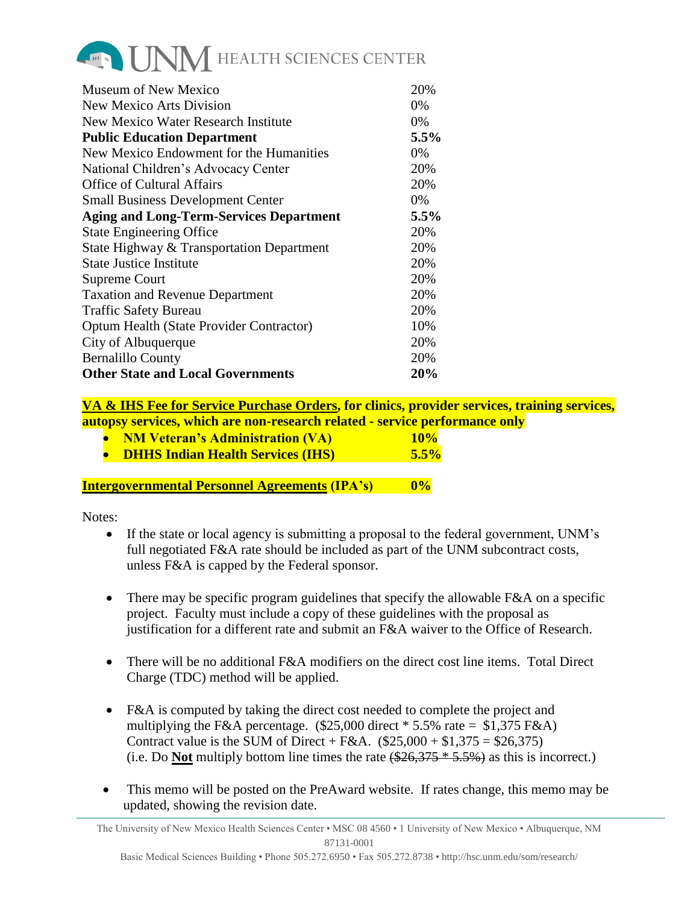| | |
|---|---|
| Museum of New Mexico | 20% |
| New Mexico Arts Division | 0% |
| New Mexico Water Research Institute | 0% |
| **Public Education Department** | **5.5%** |
| New Mexico Endowment for the Humanities | 0% |
| National Children's Advocacy Center | 20% |
| Office of Cultural Affairs | 20% |
| Small Business Development Center | 0% |
| **Aging and Long-Term-Services Department** | **5.5%** |
| State Engineering Office | 20% |
| State Highway & Transportation Department | 20% |
| State Justice Institute | 20% |
| Supreme Court | 20% |
| Taxation and Revenue Department | 20% |
| Traffic Safety Bureau | 20% |
| Optum Health (State Provider Contractor) | 10% |
| City of Albuquerque | 20% |
| Bernalillo County | 20% |
| **Other State and Local Governments** | **20%** |

**VA & IHS Fee for Service Purchase Orders, for clinics, provider services, training services, autopsy services, which are non-research related - service performance only**

- **NM Veteran's Administration (VA)** **10%**
- **DHHS Indian Health Services (IHS)** **5.5%**

**Intergovernmental Personnel Agreements (IPA's)** **0%**

Notes:

- If the state or local agency is submitting a proposal to the federal government, UNM's full negotiated F&A rate should be included as part of the UNM subcontract costs, unless F&A is capped by the Federal sponsor.

- There may be specific program guidelines that specify the allowable F&A on a specific project. Faculty must include a copy of these guidelines with the proposal as justification for a different rate and submit an F&A waiver to the Office of Research.

- There will be no additional F&A modifiers on the direct cost line items. Total Direct Charge (TDC) method will be applied.

- F&A is computed by taking the direct cost needed to complete the project and multiplying the F&A percentage. ($25,000 direct * 5.5% rate = $1,375 F&A) Contract value is the SUM of Direct + F&A. ($25,000 + $1,375 = $26,375) (i.e. Do **Not** multiply bottom line times the rate ~~($26,375 * 5.5%)~~ as this is incorrect.)

- This memo will be posted on the PreAward website. If rates change, this memo may be updated, showing the revision date.